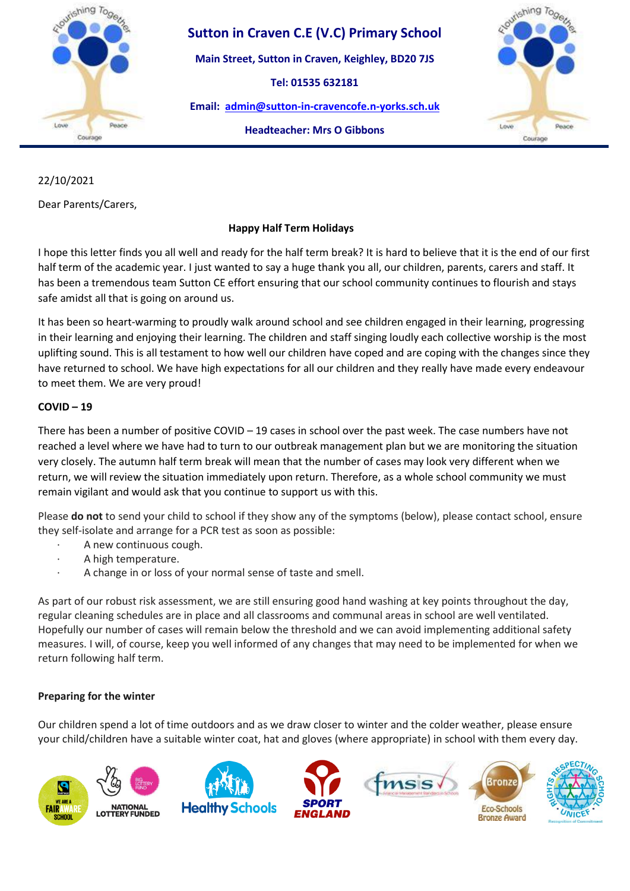# Sutton in Craven C.E (V.C) Primary School

**Main Street, Sutton in Craven, Keighley, BD20 7JS**

**Tel: 01535 632181**

**Email: admin@sutton-in-cravencofe.n-yorks.sch.uk**

**Headteacher: Mrs O Gibbons**

22/10/2021

Dear Parents/Carers,

**Happy Half Term Holidays**

I hope this letter finds you all well and ready for the half term break? It is hard to believe that it is the end of our first half term of the academic year. I just wanted to say a huge thank you all, our children, parents, carers and staff. It has been a tremendous team Sutton CE effort ensuring that our school community continues to flourish and stays safe amidst all that is going on around us.

It has been so heart-warming to proudly walk around school and see children engaged in their learning, progressing in their learning and enjoying their learning. The children and staff singing loudly each collective worship is the most uplifting sound. This is all testament to how well our children have coped and are coping with the changes since they have returned to school. We have high expectations for all our children and they really have made every endeavour to meet them. We are very proud!

**COVID – 19**

There has been a number of positive COVID – 19 cases in school over the past week. The case numbers have not reached a level where we have had to turn to our outbreak management plan but we are monitoring the situation very closely. The autumn half term break will mean that the number of cases may look very different when we return, we will review the situation immediately upon return. Therefore, as a whole school community we must remain vigilant and would ask that you continue to support us with this.

Please **do not** to send your child to school if they show any of the symptoms (below), please contact school, ensure they self-isolate and arrange for a PCR test as soon as possible:

- A new continuous cough.
- A high temperature.
- A change in or loss of your normal sense of taste and smell.

As part of our robust risk assessment, we are still ensuring good hand washing at key points throughout the day, regular cleaning schedules are in place and all classrooms and communal areas in school are well ventilated. Hopefully our number of cases will remain below the threshold and we can avoid implementing additional safety measures. I will, of course, keep you well informed of any changes that may need to be implemented for when we return following half term.

**Preparing for the winter**

Our children spend a lot of time outdoors and as we draw closer to winter and the colder weather, please ensure your child/children have a suitable winter coat, hat and gloves (where appropriate) in school with them every day.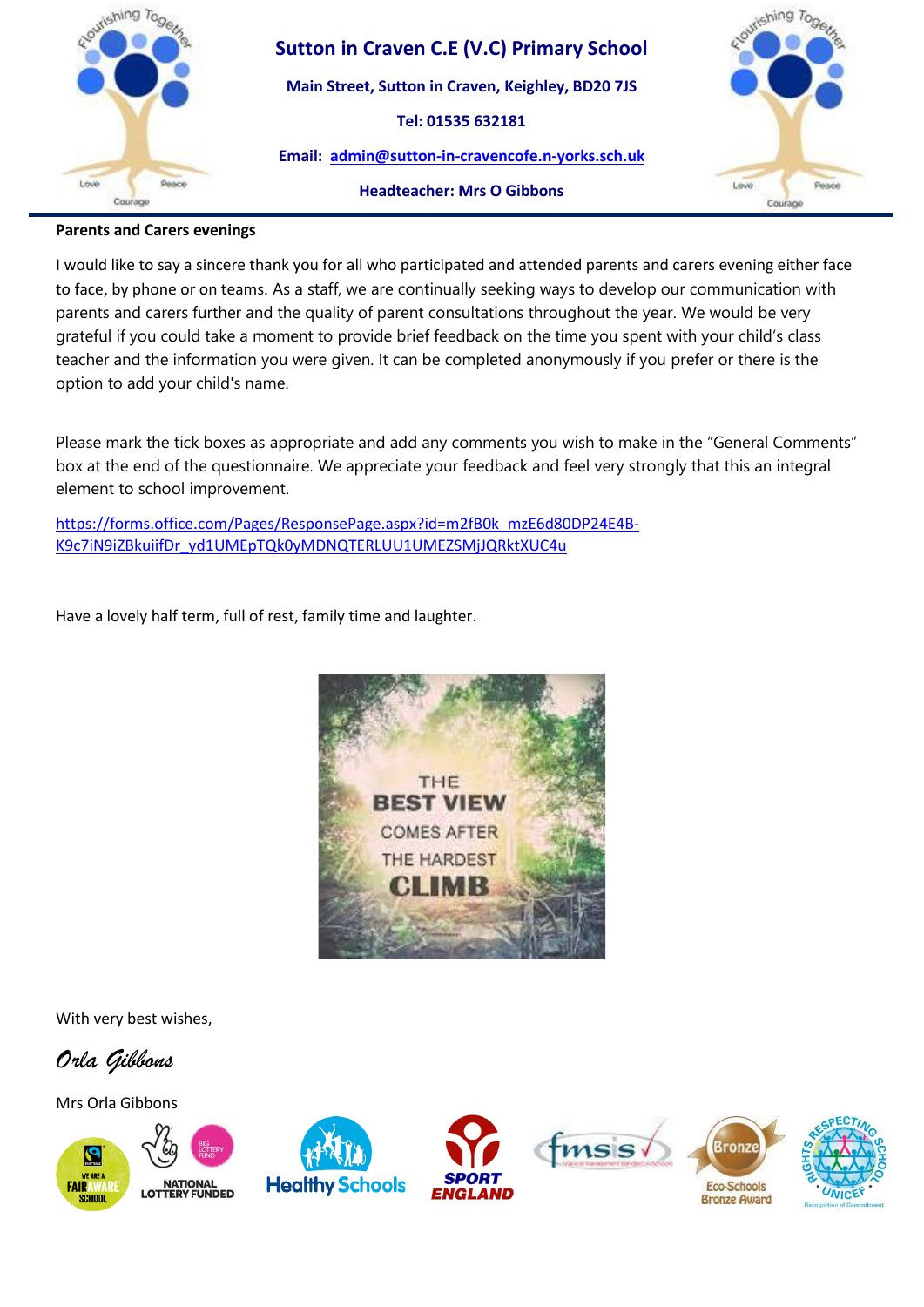**Sutton in Craven C.E (V.C) Primary School**

**Main Street, Sutton in Craven, Keighley, BD20 7JS**

**Tel: 01535 632181**

**Email: admin@sutton-in-cravencofe.n-yorks.sch.uk**

**Headteacher: Mrs O Gibbons**

**Parents and Carers evenings**

I would like to say a sincere thank you for all who participated and attended parents and carers evening either face to face, by phone or on teams. As a staff, we are continually seeking ways to develop our communication with parents and carers further and the quality of parent consultations throughout the year. We would be very grateful if you could take a moment to provide brief feedback on the time you spent with your child's class teacher and the information you were given. It can be completed anonymously if you prefer or there is the option to add your child's name.

Please mark the tick boxes as appropriate and add any comments you wish to make in the "General Comments" box at the end of the questionnaire. We appreciate your feedback and feel very strongly that this an integral element to school improvement.

https://forms.office.com/Pages/ResponsePage.aspx?id=m2fB0k_mzE6d80DP24E4B-K9c7iN9iZBkuiifDr_yd1UMEpTQk0yMDNQTERLUU1UMEZSMjJQRktXUC4u

Have a lovely half term, full of rest, family time and laughter.

THE BEST VIEW COMES AFTER THE HARDEST CLIMB

With very best wishes,

*Orla Gibbons*

Mrs Orla Gibbons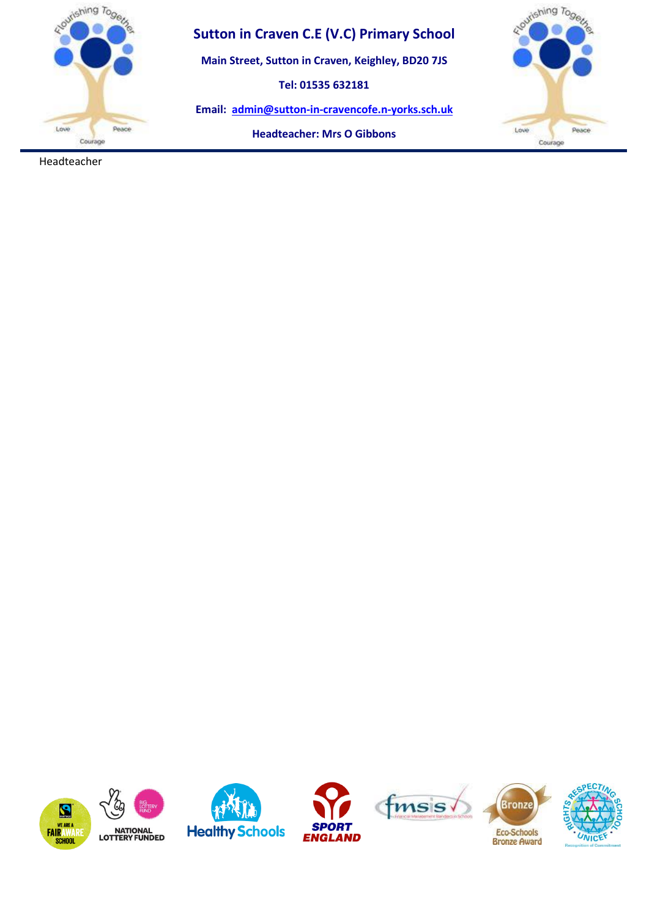Headteacher